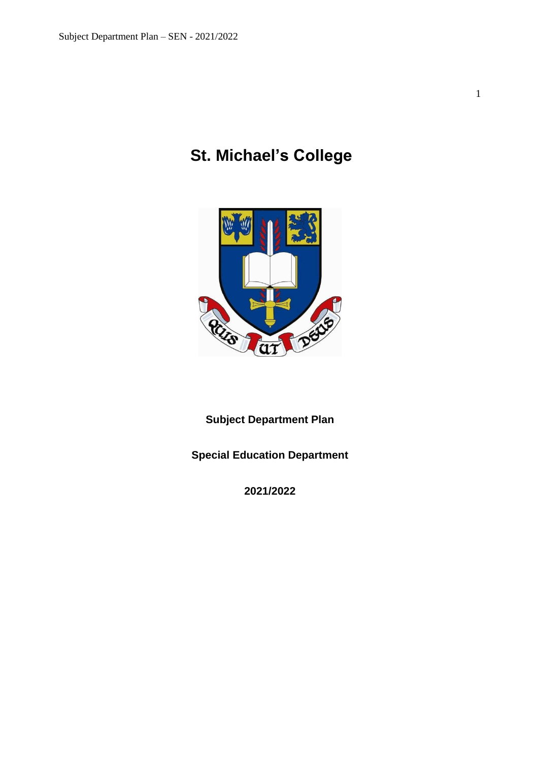# St. Michael's College

**Subject Department Plan**

**Special Education Department**

**2021/2022**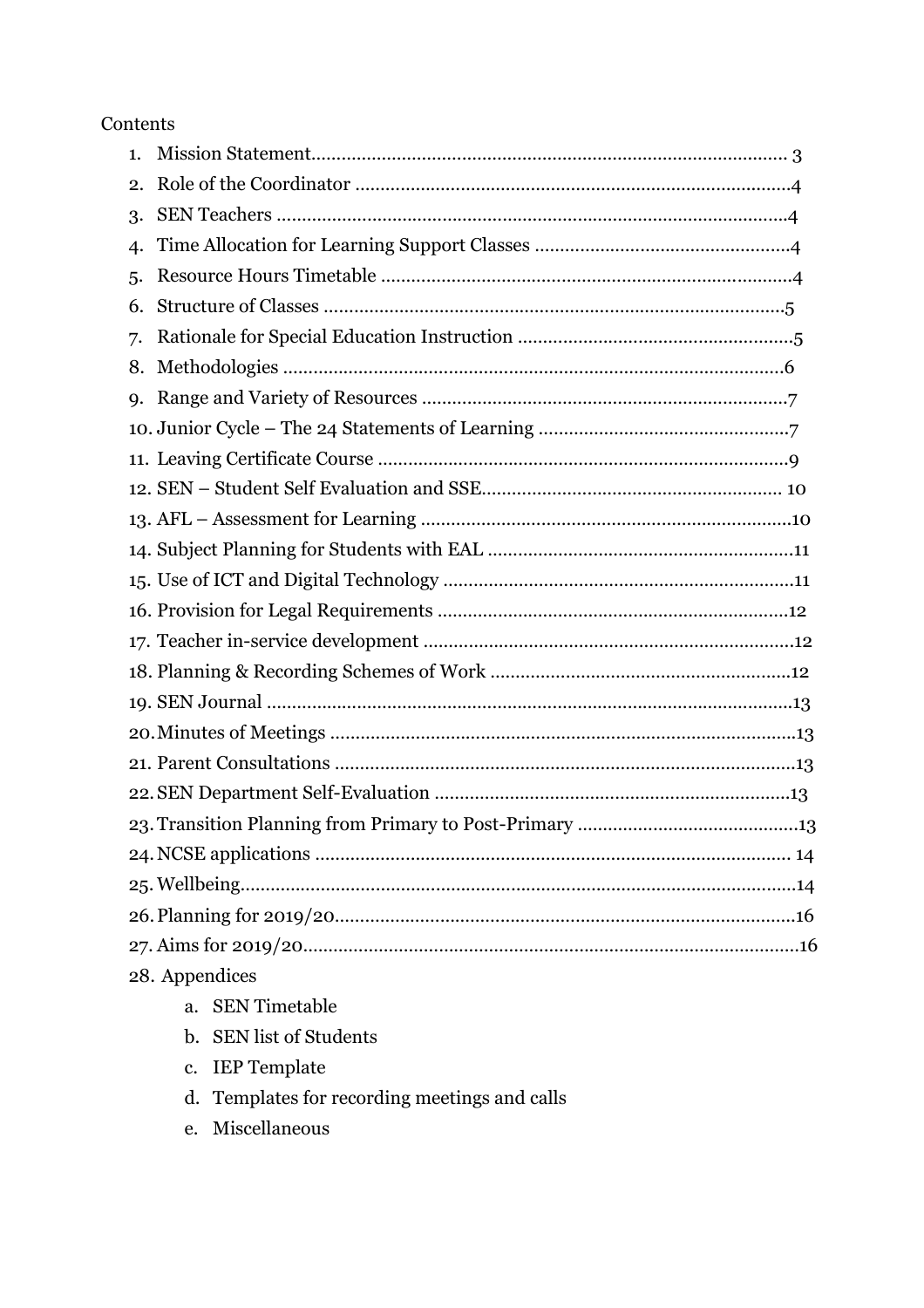Contents

1. Mission Statement................................................................................................ 3
2. Role of the Coordinator ......................................................................................4
3. SEN Teachers .....................................................................................................4
4. Time Allocation for Learning Support Classes ..................................................4
5. Resource Hours Timetable ..................................................................................4
6. Structure of Classes ............................................................................................5
7. Rationale for Special Education Instruction .......................................................5
8. Methodologies ....................................................................................................6
9. Range and Variety of Resources .........................................................................7
10. Junior Cycle – The 24 Statements of Learning .................................................7
11. Leaving Certificate Course ...............................................................................9
12. SEN – Student Self Evaluation and SSE........................................................... 10
13. AFL – Assessment for Learning ..........................................................................10
14. Subject Planning for Students with EAL .............................................................11
15. Use of ICT and Digital Technology ......................................................................11
16. Provision for Legal Requirements ......................................................................12
17. Teacher in-service development ..........................................................................12
18. Planning & Recording Schemes of Work ............................................................12
19. SEN Journal .........................................................................................................13
20. Minutes of Meetings .............................................................................................13
21. Parent Consultations ............................................................................................13
22. SEN Department Self-Evaluation .......................................................................13
23. Transition Planning from Primary to Post-Primary ............................................13
24. NCSE applications ............................................................................................... 14
25. Wellbeing...............................................................................................................14
26. Planning for 2019/20.............................................................................................16
27. Aims for 2019/20...................................................................................................16
28. Appendices
    a. SEN Timetable
    b. SEN list of Students
    c. IEP Template
    d. Templates for recording meetings and calls
    e. Miscellaneous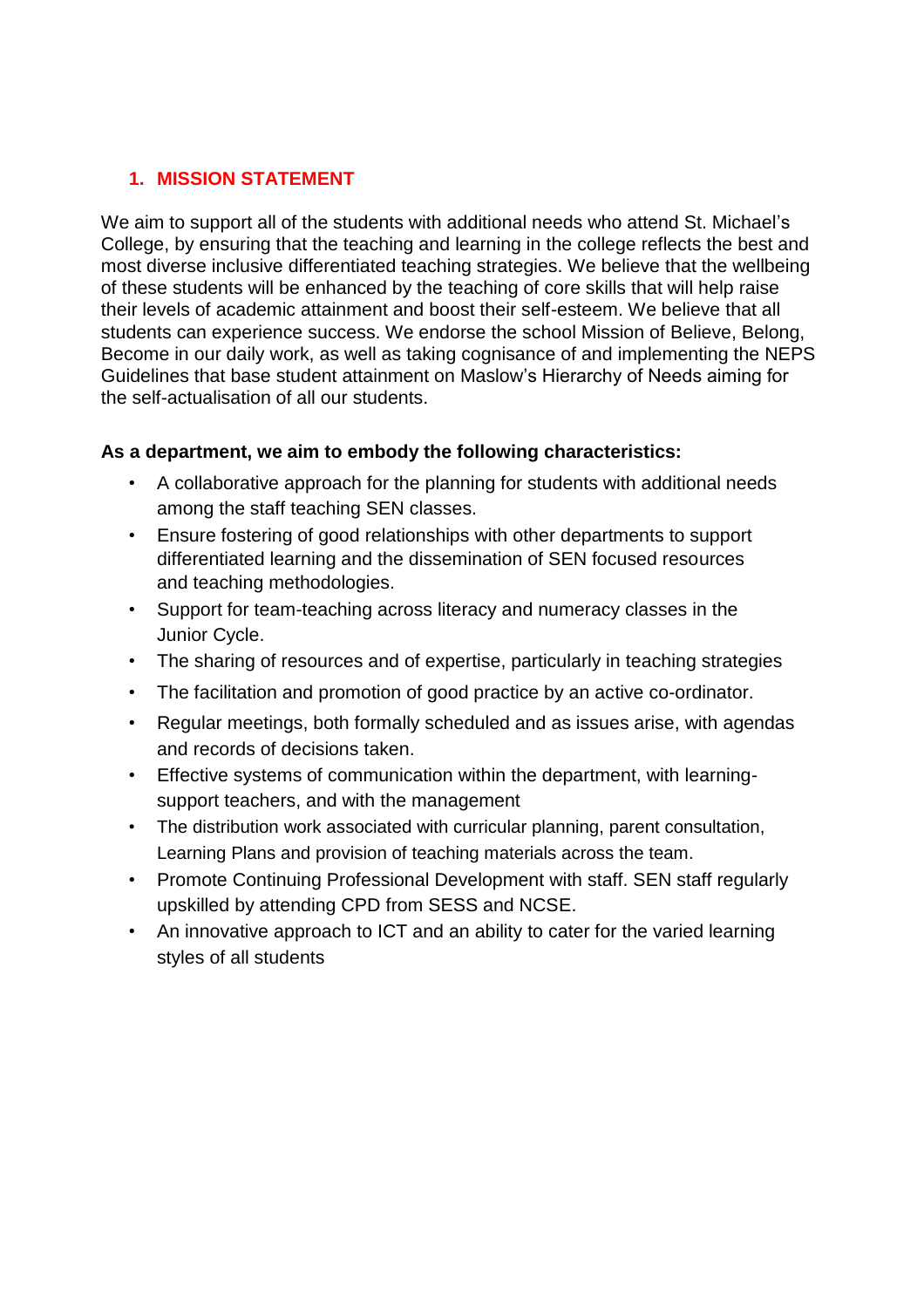## 1. MISSION STATEMENT

We aim to support all of the students with additional needs who attend St. Michael's College, by ensuring that the teaching and learning in the college reflects the best and most diverse inclusive differentiated teaching strategies. We believe that the wellbeing of these students will be enhanced by the teaching of core skills that will help raise their levels of academic attainment and boost their self-esteem. We believe that all students can experience success. We endorse the school Mission of Believe, Belong, Become in our daily work, as well as taking cognisance of and implementing the NEPS Guidelines that base student attainment on Maslow's Hierarchy of Needs aiming for the self-actualisation of all our students.

**As a department, we aim to embody the following characteristics:**

- A collaborative approach for the planning for students with additional needs among the staff teaching SEN classes.
- Ensure fostering of good relationships with other departments to support differentiated learning and the dissemination of SEN focused resources and teaching methodologies.
- Support for team-teaching across literacy and numeracy classes in the Junior Cycle.
- The sharing of resources and of expertise, particularly in teaching strategies
- The facilitation and promotion of good practice by an active co-ordinator.
- Regular meetings, both formally scheduled and as issues arise, with agendas and records of decisions taken.
- Effective systems of communication within the department, with learning-support teachers, and with the management
- The distribution work associated with curricular planning, parent consultation, Learning Plans and provision of teaching materials across the team.
- Promote Continuing Professional Development with staff. SEN staff regularly upskilled by attending CPD from SESS and NCSE.
- An innovative approach to ICT and an ability to cater for the varied learning styles of all students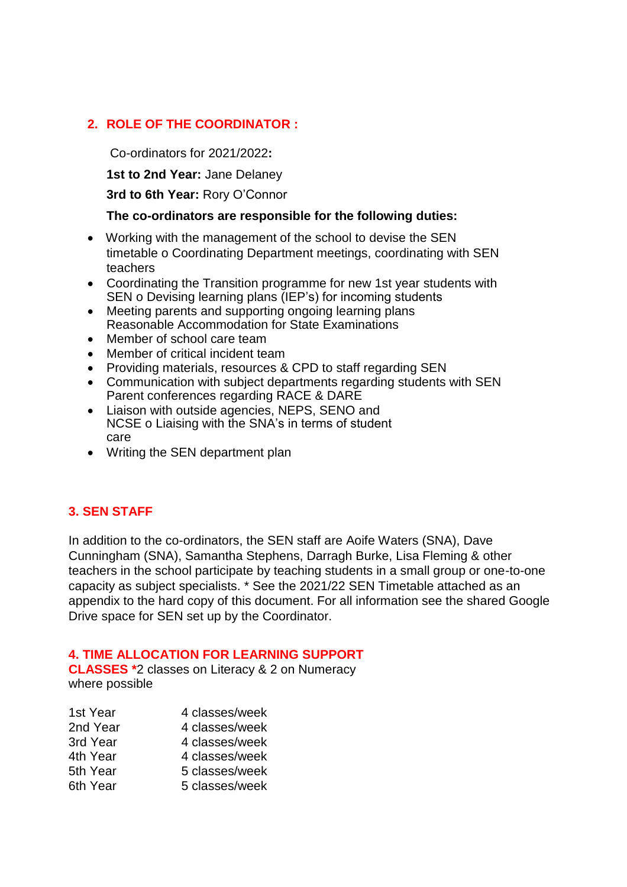## 2. ROLE OF THE COORDINATOR :

Co-ordinators for 2021/2022**:**

**1st to 2nd Year:** Jane Delaney

**3rd to 6th Year:** Rory O'Connor

**The co-ordinators are responsible for the following duties:**

- Working with the management of the school to devise the SEN timetable o Coordinating Department meetings, coordinating with SEN teachers
- Coordinating the Transition programme for new 1st year students with SEN o Devising learning plans (IEP's) for incoming students
- Meeting parents and supporting ongoing learning plans Reasonable Accommodation for State Examinations
- Member of school care team
- Member of critical incident team
- Providing materials, resources & CPD to staff regarding SEN
- Communication with subject departments regarding students with SEN Parent conferences regarding RACE & DARE
- Liaison with outside agencies, NEPS, SENO and NCSE o Liaising with the SNA's in terms of student care
- Writing the SEN department plan

## 3. SEN STAFF

In addition to the co-ordinators, the SEN staff are Aoife Waters (SNA), Dave Cunningham (SNA), Samantha Stephens, Darragh Burke, Lisa Fleming & other teachers in the school participate by teaching students in a small group or one-to-one capacity as subject specialists. * See the 2021/22 SEN Timetable attached as an appendix to the hard copy of this document. For all information see the shared Google Drive space for SEN set up by the Coordinator.

## 4. TIME ALLOCATION FOR LEARNING SUPPORT CLASSES *

*2 classes on Literacy & 2 on Numeracy where possible

| | |
|---|---|
| 1st Year | 4 classes/week |
| 2nd Year | 4 classes/week |
| 3rd Year | 4 classes/week |
| 4th Year | 4 classes/week |
| 5th Year | 5 classes/week |
| 6th Year | 5 classes/week |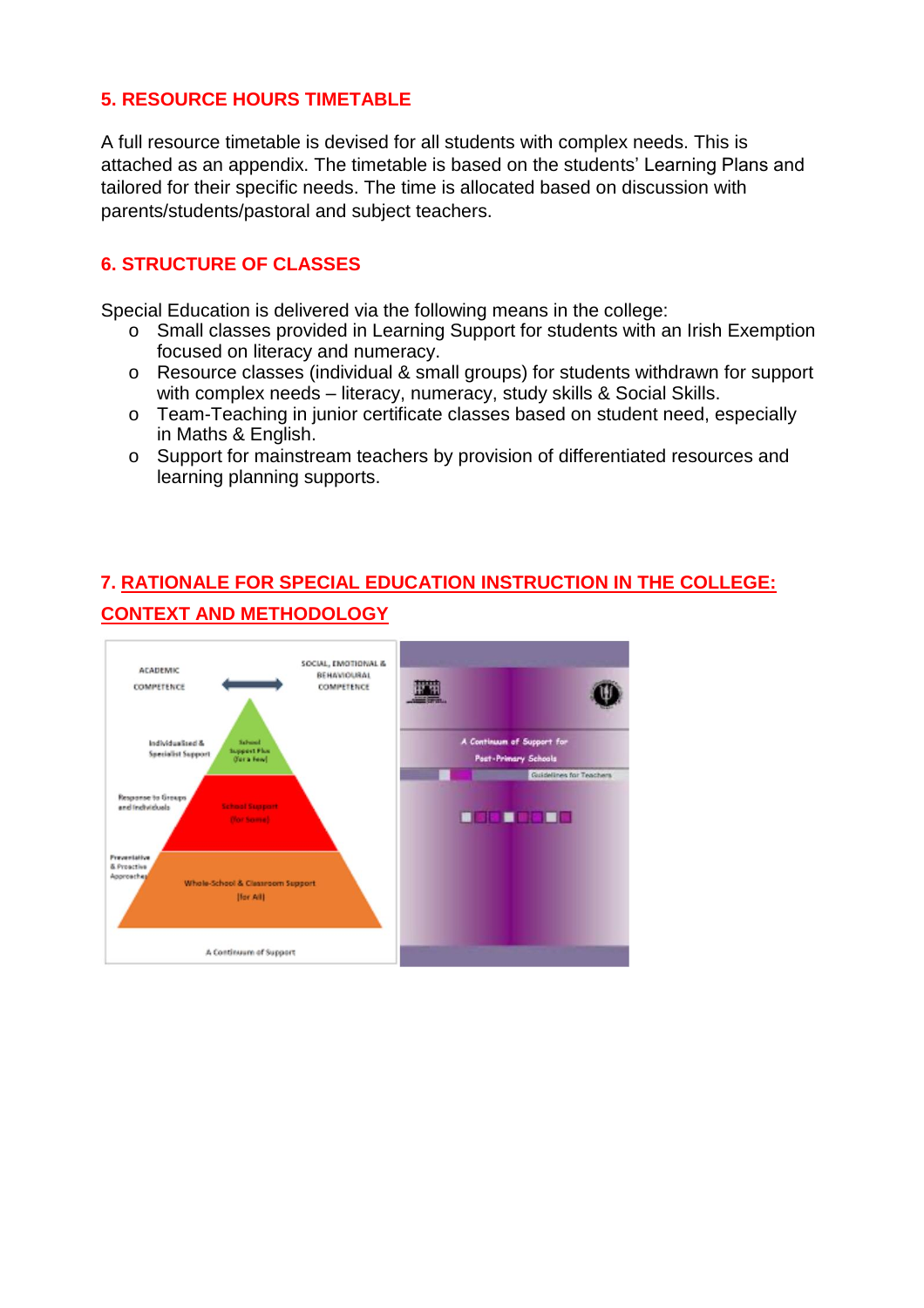## 5. RESOURCE HOURS TIMETABLE

A full resource timetable is devised for all students with complex needs. This is attached as an appendix. The timetable is based on the students' Learning Plans and tailored for their specific needs. The time is allocated based on discussion with parents/students/pastoral and subject teachers.

## 6. STRUCTURE OF CLASSES

Special Education is delivered via the following means in the college:

- Small classes provided in Learning Support for students with an Irish Exemption focused on literacy and numeracy.
- Resource classes (individual & small groups) for students withdrawn for support with complex needs – literacy, numeracy, study skills & Social Skills.
- Team-Teaching in junior certificate classes based on student need, especially in Maths & English.
- Support for mainstream teachers by provision of differentiated resources and learning planning supports.

## 7. RATIONALE FOR SPECIAL EDUCATION INSTRUCTION IN THE COLLEGE: CONTEXT AND METHODOLOGY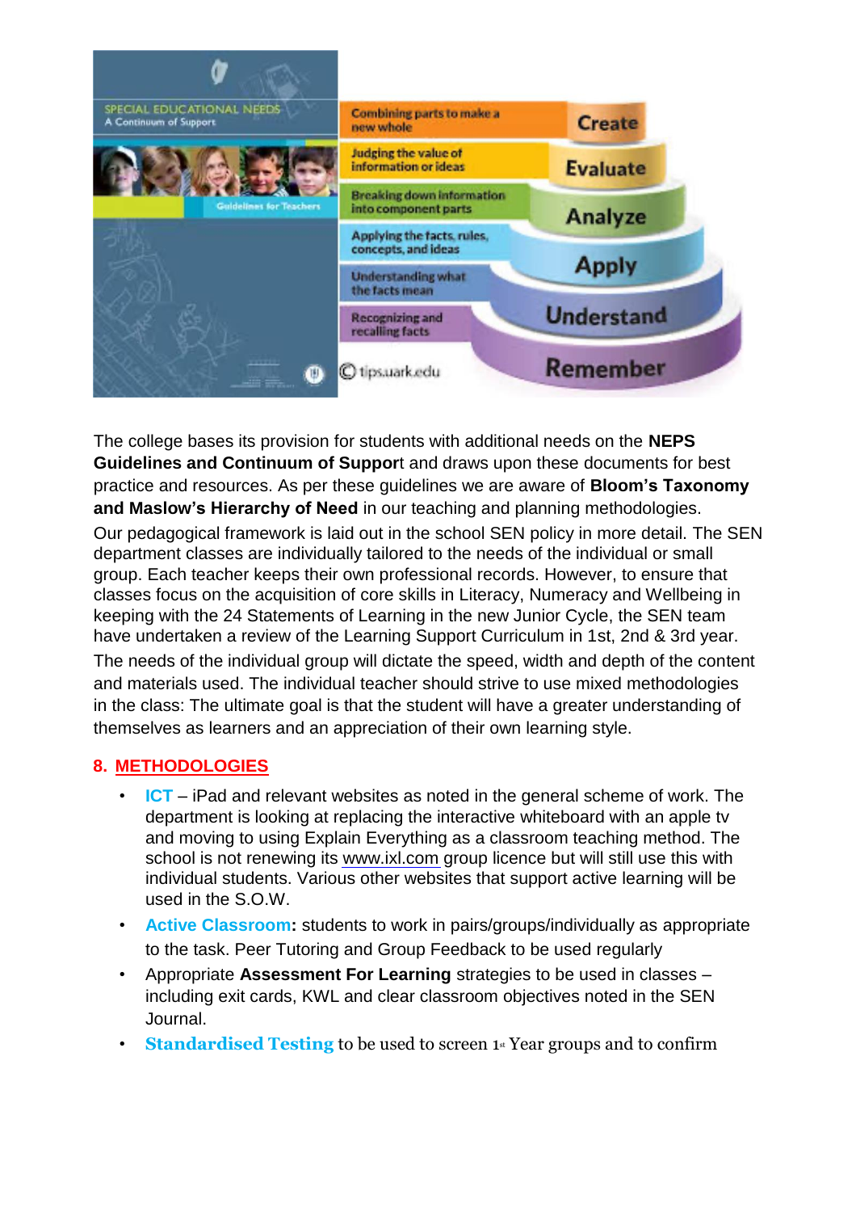The college bases its provision for students with additional needs on the **NEPS Guidelines and Continuum of Suppor**t and draws upon these documents for best practice and resources. As per these guidelines we are aware of **Bloom's Taxonomy and Maslow's Hierarchy of Need** in our teaching and planning methodologies.

Our pedagogical framework is laid out in the school SEN policy in more detail. The SEN department classes are individually tailored to the needs of the individual or small group. Each teacher keeps their own professional records. However, to ensure that classes focus on the acquisition of core skills in Literacy, Numeracy and Wellbeing in keeping with the 24 Statements of Learning in the new Junior Cycle, the SEN team have undertaken a review of the Learning Support Curriculum in 1st, 2nd & 3rd year.

The needs of the individual group will dictate the speed, width and depth of the content and materials used. The individual teacher should strive to use mixed methodologies in the class: The ultimate goal is that the student will have a greater understanding of themselves as learners and an appreciation of their own learning style.

## 8. METHODOLOGIES

- **ICT** – iPad and relevant websites as noted in the general scheme of work. The department is looking at replacing the interactive whiteboard with an apple tv and moving to using Explain Everything as a classroom teaching method. The school is not renewing its www.ixl.com group licence but will still use this with individual students. Various other websites that support active learning will be used in the S.O.W.
- **Active Classroom:** students to work in pairs/groups/individually as appropriate to the task. Peer Tutoring and Group Feedback to be used regularly
- Appropriate **Assessment For Learning** strategies to be used in classes – including exit cards, KWL and clear classroom objectives noted in the SEN Journal.
- **Standardised Testing** to be used to screen 1st Year groups and to confirm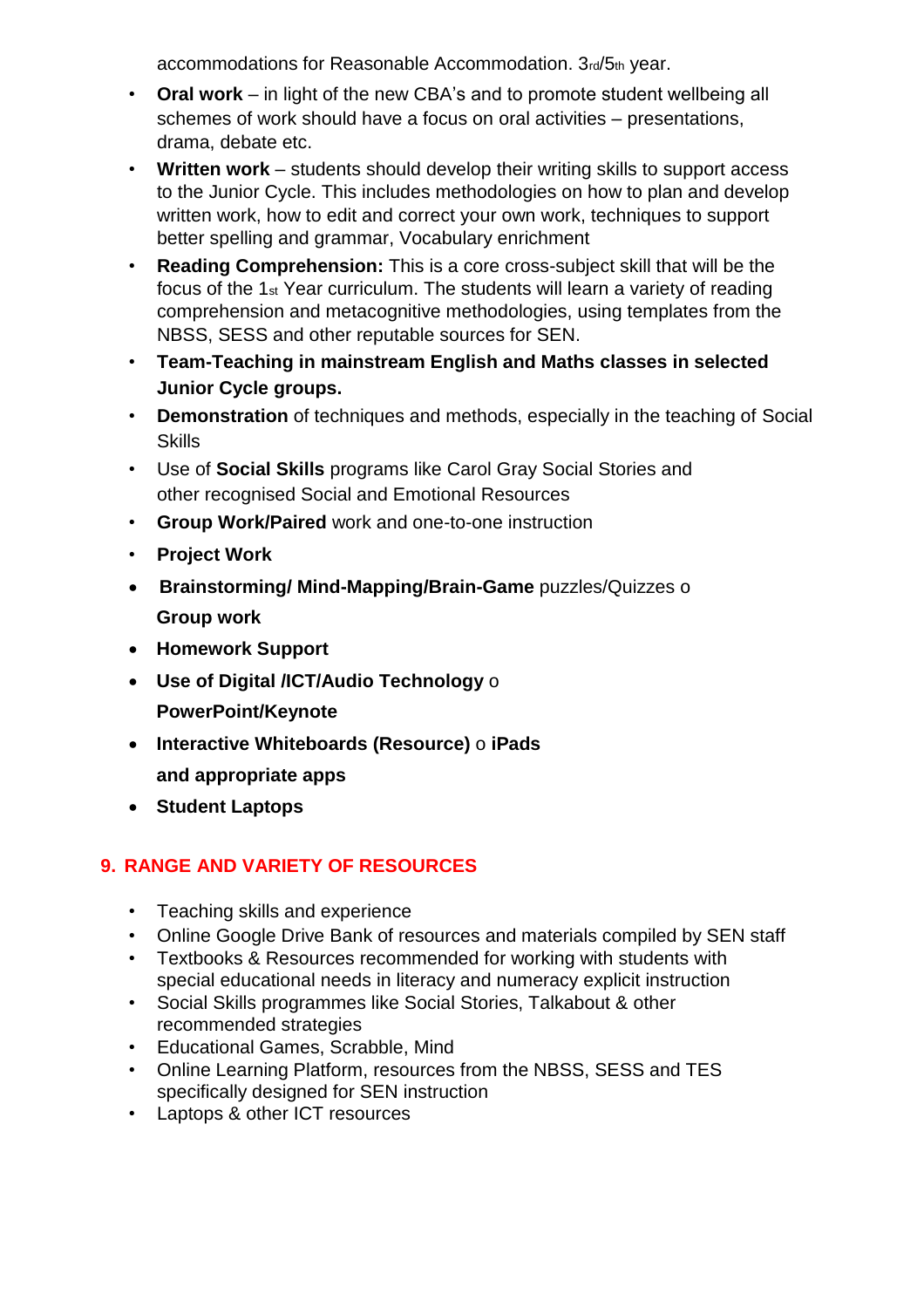accommodations for Reasonable Accommodation. 3rd/5th year.

- **Oral work** – in light of the new CBA's and to promote student wellbeing all schemes of work should have a focus on oral activities – presentations, drama, debate etc.
- **Written work** – students should develop their writing skills to support access to the Junior Cycle. This includes methodologies on how to plan and develop written work, how to edit and correct your own work, techniques to support better spelling and grammar, Vocabulary enrichment
- **Reading Comprehension:** This is a core cross-subject skill that will be the focus of the 1st Year curriculum. The students will learn a variety of reading comprehension and metacognitive methodologies, using templates from the NBSS, SESS and other reputable sources for SEN.
- **Team-Teaching in mainstream English and Maths classes in selected Junior Cycle groups.**
- **Demonstration** of techniques and methods, especially in the teaching of Social Skills
- Use of **Social Skills** programs like Carol Gray Social Stories and other recognised Social and Emotional Resources
- **Group Work/Paired** work and one-to-one instruction
- **Project Work**
- **Brainstorming/ Mind-Mapping/Brain-Game** puzzles/Quizzes o **Group work**
- **Homework Support**
- **Use of Digital /ICT/Audio Technology** o **PowerPoint/Keynote**
- **Interactive Whiteboards (Resource)** o **iPads and appropriate apps**
- **Student Laptops**

## 9. RANGE AND VARIETY OF RESOURCES

- Teaching skills and experience
- Online Google Drive Bank of resources and materials compiled by SEN staff
- Textbooks & Resources recommended for working with students with special educational needs in literacy and numeracy explicit instruction
- Social Skills programmes like Social Stories, Talkabout & other recommended strategies
- Educational Games, Scrabble, Mind
- Online Learning Platform, resources from the NBSS, SESS and TES specifically designed for SEN instruction
- Laptops & other ICT resources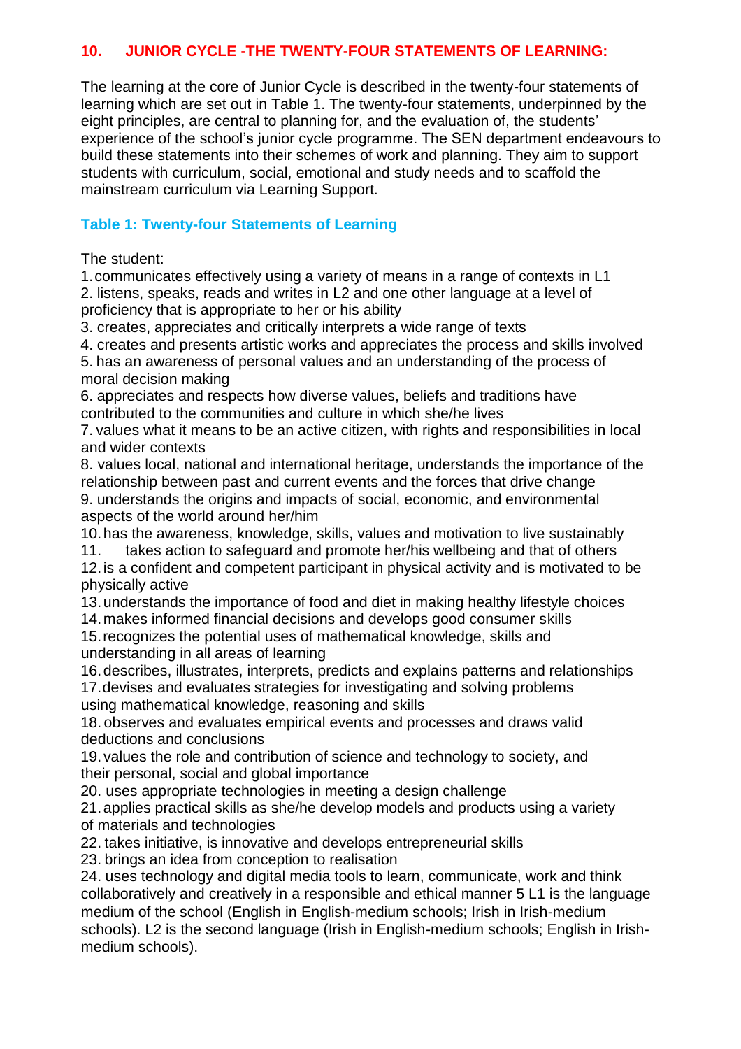## 10. JUNIOR CYCLE -THE TWENTY-FOUR STATEMENTS OF LEARNING:

The learning at the core of Junior Cycle is described in the twenty-four statements of learning which are set out in Table 1. The twenty-four statements, underpinned by the eight principles, are central to planning for, and the evaluation of, the students' experience of the school's junior cycle programme. The SEN department endeavours to build these statements into their schemes of work and planning. They aim to support students with curriculum, social, emotional and study needs and to scaffold the mainstream curriculum via Learning Support.

### Table 1: Twenty-four Statements of Learning

The student:

1. communicates effectively using a variety of means in a range of contexts in L1
2. listens, speaks, reads and writes in L2 and one other language at a level of proficiency that is appropriate to her or his ability
3. creates, appreciates and critically interprets a wide range of texts
4. creates and presents artistic works and appreciates the process and skills involved
5. has an awareness of personal values and an understanding of the process of moral decision making
6. appreciates and respects how diverse values, beliefs and traditions have contributed to the communities and culture in which she/he lives
7. values what it means to be an active citizen, with rights and responsibilities in local and wider contexts
8. values local, national and international heritage, understands the importance of the relationship between past and current events and the forces that drive change
9. understands the origins and impacts of social, economic, and environmental aspects of the world around her/him
10. has the awareness, knowledge, skills, values and motivation to live sustainably
11. takes action to safeguard and promote her/his wellbeing and that of others
12. is a confident and competent participant in physical activity and is motivated to be physically active
13. understands the importance of food and diet in making healthy lifestyle choices
14. makes informed financial decisions and develops good consumer skills
15. recognizes the potential uses of mathematical knowledge, skills and understanding in all areas of learning
16. describes, illustrates, interprets, predicts and explains patterns and relationships
17. devises and evaluates strategies for investigating and solving problems using mathematical knowledge, reasoning and skills
18. observes and evaluates empirical events and processes and draws valid deductions and conclusions
19. values the role and contribution of science and technology to society, and their personal, social and global importance
20. uses appropriate technologies in meeting a design challenge
21. applies practical skills as she/he develop models and products using a variety of materials and technologies
22. takes initiative, is innovative and develops entrepreneurial skills
23. brings an idea from conception to realisation
24. uses technology and digital media tools to learn, communicate, work and think collaboratively and creatively in a responsible and ethical manner 5 L1 is the language medium of the school (English in English-medium schools; Irish in Irish-medium schools). L2 is the second language (Irish in English-medium schools; English in Irish-medium schools).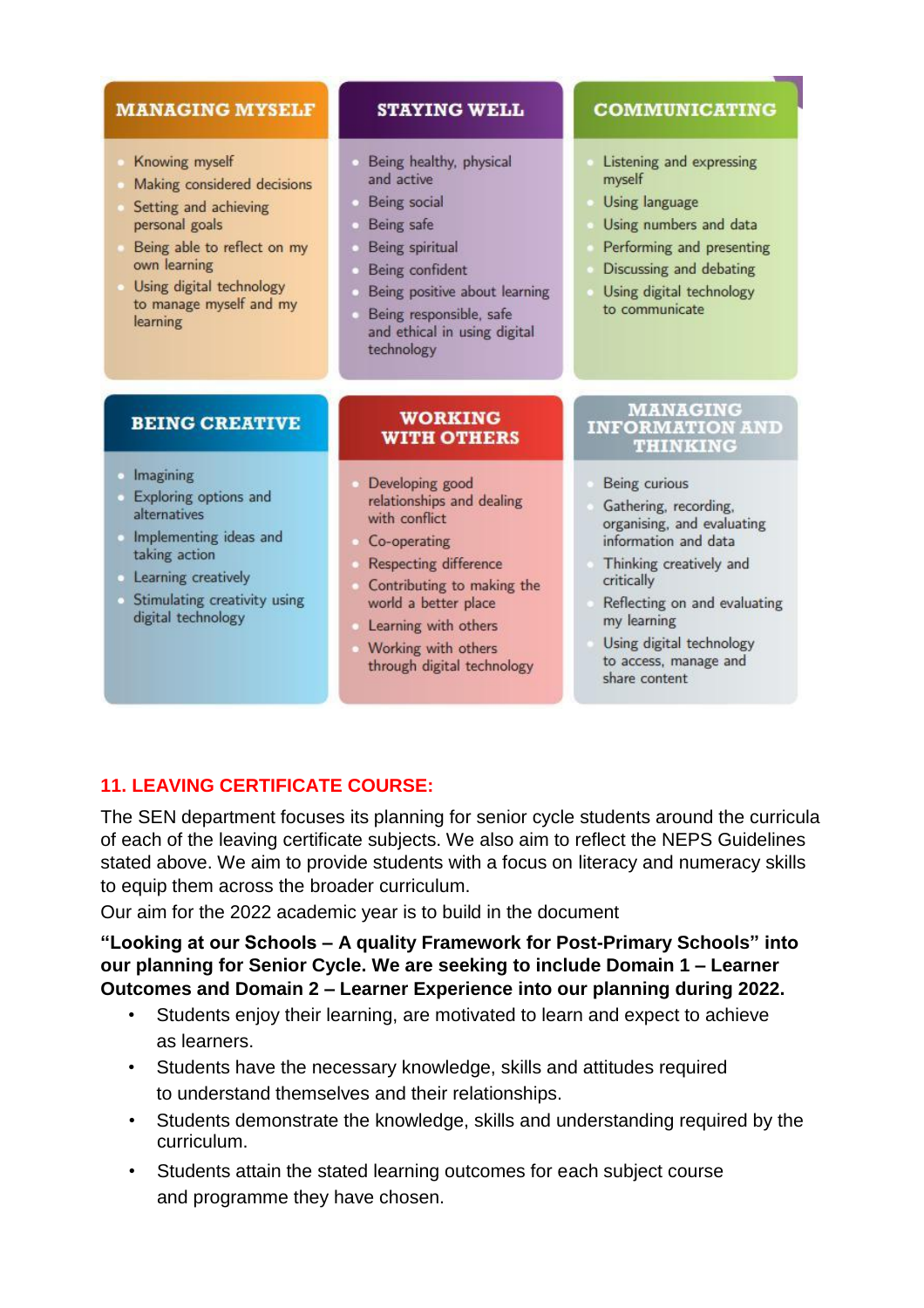### MANAGING MYSELF

- Knowing myself
- Making considered decisions
- Setting and achieving personal goals
- Being able to reflect on my own learning
- Using digital technology to manage myself and my learning

### STAYING WELL

- Being healthy, physical and active
- Being social
- Being safe
- Being spiritual
- Being confident
- Being positive about learning
- Being responsible, safe and ethical in using digital technology

### COMMUNICATING

- Listening and expressing myself
- Using language
- Using numbers and data
- Performing and presenting
- Discussing and debating
- Using digital technology to communicate

### BEING CREATIVE

- Imagining
- Exploring options and alternatives
- Implementing ideas and taking action
- Learning creatively
- Stimulating creativity using digital technology

### WORKING WITH OTHERS

- Developing good relationships and dealing with conflict
- Co-operating
- Respecting difference
- Contributing to making the world a better place
- Learning with others
- Working with others through digital technology

### MANAGING INFORMATION AND THINKING

- Being curious
- Gathering, recording, organising, and evaluating information and data
- Thinking creatively and critically
- Reflecting on and evaluating my learning
- Using digital technology to access, manage and share content

## 11. LEAVING CERTIFICATE COURSE:

The SEN department focuses its planning for senior cycle students around the curricula of each of the leaving certificate subjects. We also aim to reflect the NEPS Guidelines stated above. We aim to provide students with a focus on literacy and numeracy skills to equip them across the broader curriculum.

Our aim for the 2022 academic year is to build in the document

**"Looking at our Schools – A quality Framework for Post-Primary Schools" into our planning for Senior Cycle. We are seeking to include Domain 1 – Learner Outcomes and Domain 2 – Learner Experience into our planning during 2022.**

- Students enjoy their learning, are motivated to learn and expect to achieve as learners.
- Students have the necessary knowledge, skills and attitudes required to understand themselves and their relationships.
- Students demonstrate the knowledge, skills and understanding required by the curriculum.
- Students attain the stated learning outcomes for each subject course and programme they have chosen.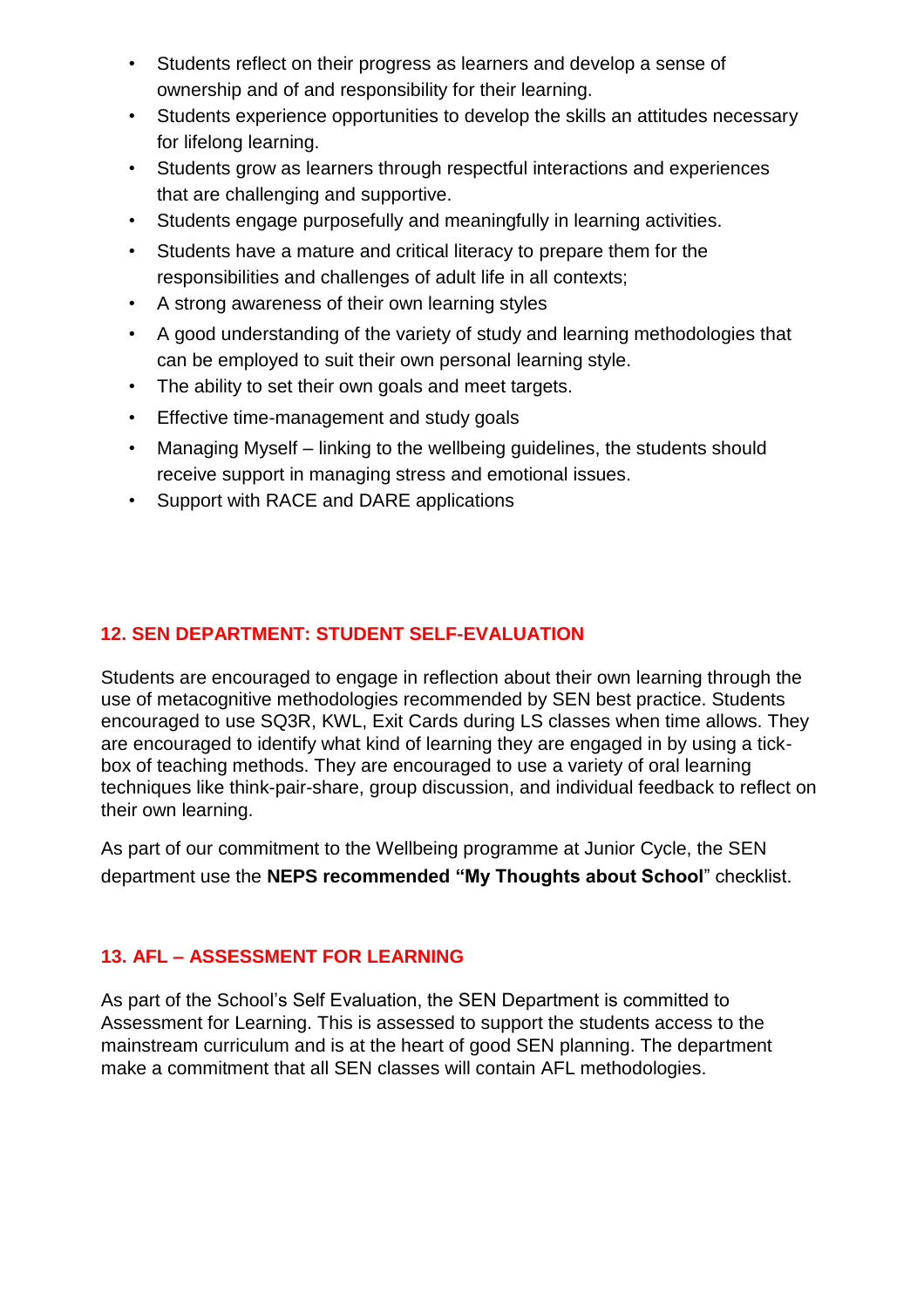- Students reflect on their progress as learners and develop a sense of ownership and of and responsibility for their learning.
- Students experience opportunities to develop the skills an attitudes necessary for lifelong learning.
- Students grow as learners through respectful interactions and experiences that are challenging and supportive.
- Students engage purposefully and meaningfully in learning activities.
- Students have a mature and critical literacy to prepare them for the responsibilities and challenges of adult life in all contexts;
- A strong awareness of their own learning styles
- A good understanding of the variety of study and learning methodologies that can be employed to suit their own personal learning style.
- The ability to set their own goals and meet targets.
- Effective time-management and study goals
- Managing Myself – linking to the wellbeing guidelines, the students should receive support in managing stress and emotional issues.
- Support with RACE and DARE applications

## 12. SEN DEPARTMENT: STUDENT SELF-EVALUATION

Students are encouraged to engage in reflection about their own learning through the use of metacognitive methodologies recommended by SEN best practice. Students encouraged to use SQ3R, KWL, Exit Cards during LS classes when time allows. They are encouraged to identify what kind of learning they are engaged in by using a tick-box of teaching methods. They are encouraged to use a variety of oral learning techniques like think-pair-share, group discussion, and individual feedback to reflect on their own learning.

As part of our commitment to the Wellbeing programme at Junior Cycle, the SEN department use the **NEPS recommended "My Thoughts about School**" checklist.

## 13. AFL – ASSESSMENT FOR LEARNING

As part of the School's Self Evaluation, the SEN Department is committed to Assessment for Learning. This is assessed to support the students access to the mainstream curriculum and is at the heart of good SEN planning. The department make a commitment that all SEN classes will contain AFL methodologies.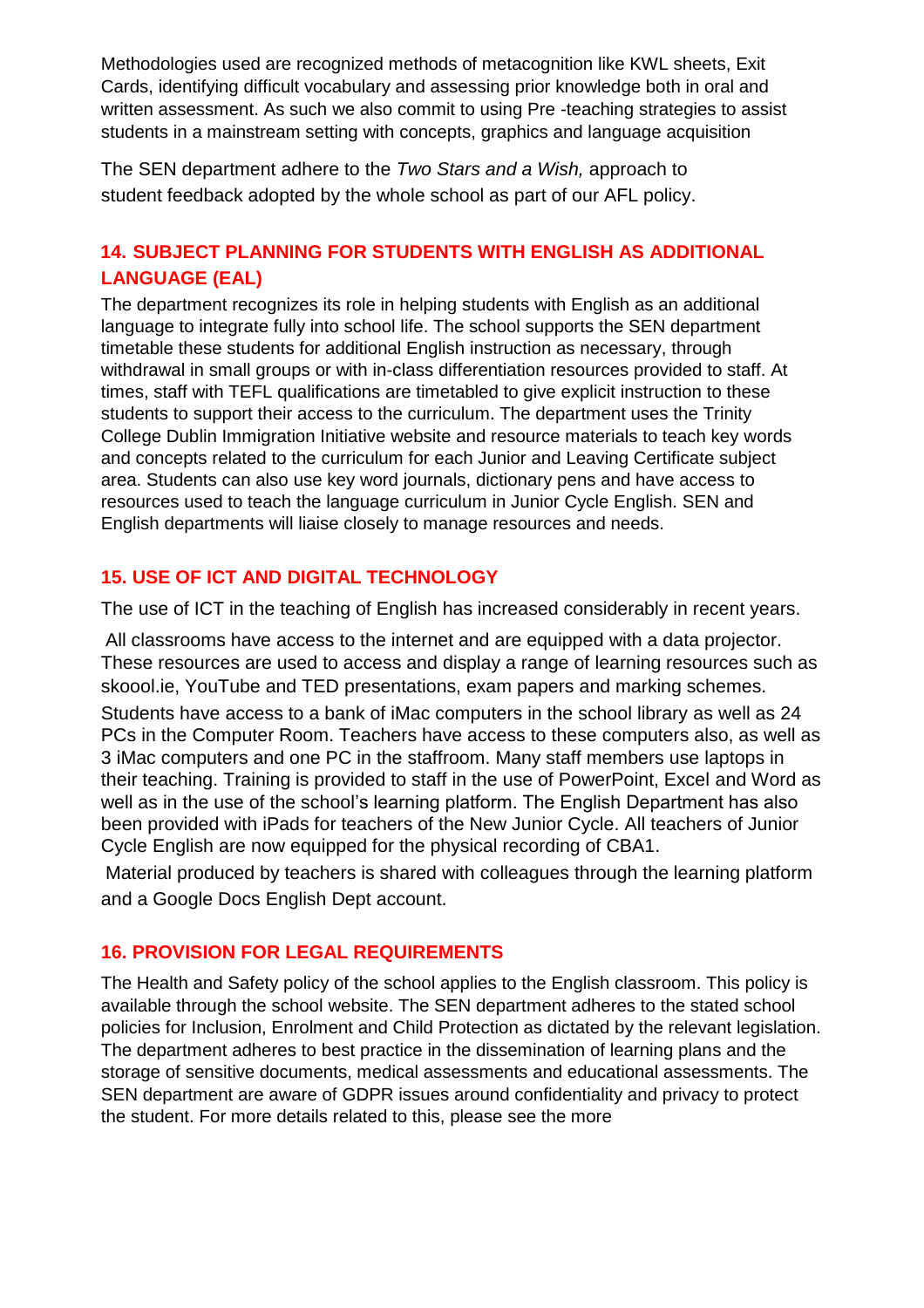Methodologies used are recognized methods of metacognition like KWL sheets, Exit Cards, identifying difficult vocabulary and assessing prior knowledge both in oral and written assessment. As such we also commit to using Pre -teaching strategies to assist students in a mainstream setting with concepts, graphics and language acquisition

The SEN department adhere to the *Two Stars and a Wish,* approach to student feedback adopted by the whole school as part of our AFL policy.

## 14. SUBJECT PLANNING FOR STUDENTS WITH ENGLISH AS ADDITIONAL LANGUAGE (EAL)

The department recognizes its role in helping students with English as an additional language to integrate fully into school life. The school supports the SEN department timetable these students for additional English instruction as necessary, through withdrawal in small groups or with in-class differentiation resources provided to staff. At times, staff with TEFL qualifications are timetabled to give explicit instruction to these students to support their access to the curriculum. The department uses the Trinity College Dublin Immigration Initiative website and resource materials to teach key words and concepts related to the curriculum for each Junior and Leaving Certificate subject area. Students can also use key word journals, dictionary pens and have access to resources used to teach the language curriculum in Junior Cycle English. SEN and English departments will liaise closely to manage resources and needs.

## 15. USE OF ICT AND DIGITAL TECHNOLOGY

The use of ICT in the teaching of English has increased considerably in recent years.

All classrooms have access to the internet and are equipped with a data projector. These resources are used to access and display a range of learning resources such as skoool.ie, YouTube and TED presentations, exam papers and marking schemes.

Students have access to a bank of iMac computers in the school library as well as 24 PCs in the Computer Room. Teachers have access to these computers also, as well as 3 iMac computers and one PC in the staffroom. Many staff members use laptops in their teaching. Training is provided to staff in the use of PowerPoint, Excel and Word as well as in the use of the school's learning platform. The English Department has also been provided with iPads for teachers of the New Junior Cycle. All teachers of Junior Cycle English are now equipped for the physical recording of CBA1.

Material produced by teachers is shared with colleagues through the learning platform and a Google Docs English Dept account.

## 16. PROVISION FOR LEGAL REQUIREMENTS

The Health and Safety policy of the school applies to the English classroom. This policy is available through the school website. The SEN department adheres to the stated school policies for Inclusion, Enrolment and Child Protection as dictated by the relevant legislation. The department adheres to best practice in the dissemination of learning plans and the storage of sensitive documents, medical assessments and educational assessments. The SEN department are aware of GDPR issues around confidentiality and privacy to protect the student. For more details related to this, please see the more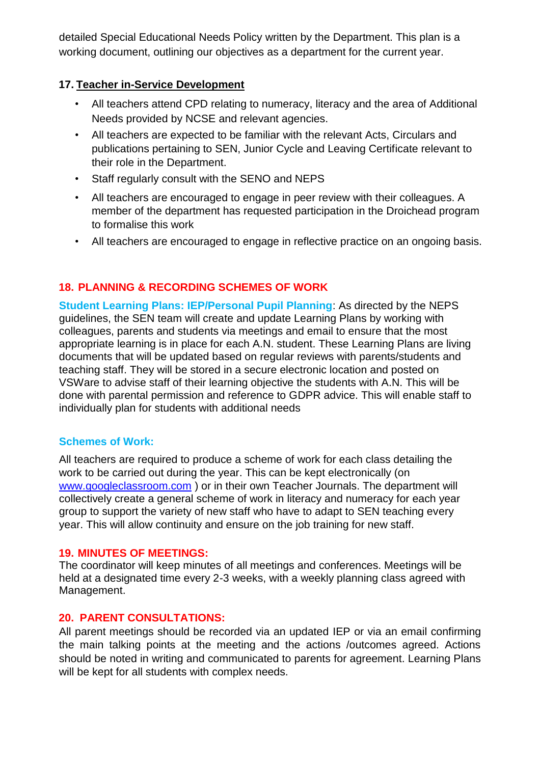detailed Special Educational Needs Policy written by the Department. This plan is a working document, outlining our objectives as a department for the current year.

### 17. Teacher in-Service Development

- All teachers attend CPD relating to numeracy, literacy and the area of Additional Needs provided by NCSE and relevant agencies.
- All teachers are expected to be familiar with the relevant Acts, Circulars and publications pertaining to SEN, Junior Cycle and Leaving Certificate relevant to their role in the Department.
- Staff regularly consult with the SENO and NEPS
- All teachers are encouraged to engage in peer review with their colleagues. A member of the department has requested participation in the Droichead program to formalise this work
- All teachers are encouraged to engage in reflective practice on an ongoing basis.

### 18. PLANNING & RECORDING SCHEMES OF WORK

**Student Learning Plans: IEP/Personal Pupil Planning**: As directed by the NEPS guidelines, the SEN team will create and update Learning Plans by working with colleagues, parents and students via meetings and email to ensure that the most appropriate learning is in place for each A.N. student. These Learning Plans are living documents that will be updated based on regular reviews with parents/students and teaching staff. They will be stored in a secure electronic location and posted on VSWare to advise staff of their learning objective the students with A.N. This will be done with parental permission and reference to GDPR advice. This will enable staff to individually plan for students with additional needs

**Schemes of Work:**

All teachers are required to produce a scheme of work for each class detailing the work to be carried out during the year. This can be kept electronically (on www.googleclassroom.com ) or in their own Teacher Journals. The department will collectively create a general scheme of work in literacy and numeracy for each year group to support the variety of new staff who have to adapt to SEN teaching every year. This will allow continuity and ensure on the job training for new staff.

### 19. MINUTES OF MEETINGS:

The coordinator will keep minutes of all meetings and conferences. Meetings will be held at a designated time every 2-3 weeks, with a weekly planning class agreed with Management.

### 20. PARENT CONSULTATIONS:

All parent meetings should be recorded via an updated IEP or via an email confirming the main talking points at the meeting and the actions /outcomes agreed. Actions should be noted in writing and communicated to parents for agreement. Learning Plans will be kept for all students with complex needs.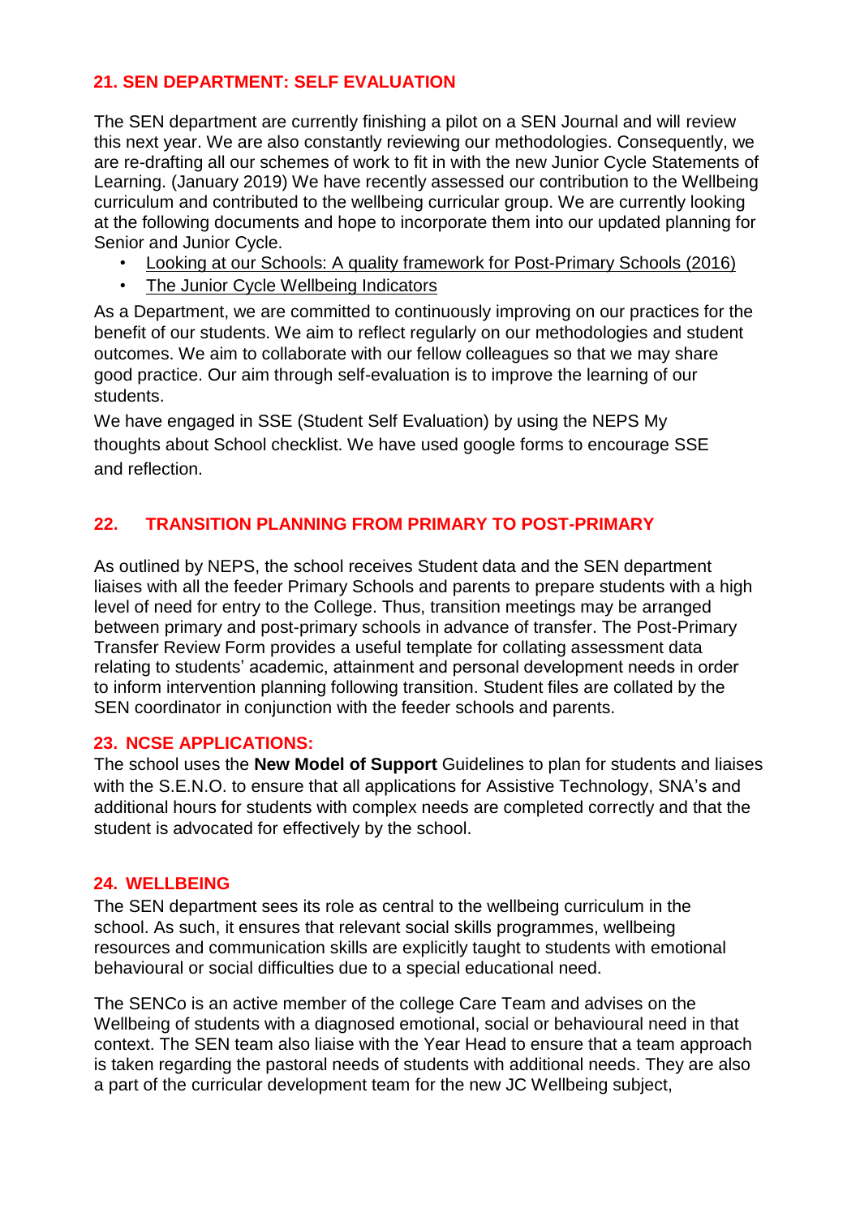## 21. SEN DEPARTMENT: SELF EVALUATION

The SEN department are currently finishing a pilot on a SEN Journal and will review this next year. We are also constantly reviewing our methodologies. Consequently, we are re-drafting all our schemes of work to fit in with the new Junior Cycle Statements of Learning. (January 2019) We have recently assessed our contribution to the Wellbeing curriculum and contributed to the wellbeing curricular group. We are currently looking at the following documents and hope to incorporate them into our updated planning for Senior and Junior Cycle.

- Looking at our Schools: A quality framework for Post-Primary Schools (2016)
- The Junior Cycle Wellbeing Indicators

As a Department, we are committed to continuously improving on our practices for the benefit of our students. We aim to reflect regularly on our methodologies and student outcomes. We aim to collaborate with our fellow colleagues so that we may share good practice. Our aim through self-evaluation is to improve the learning of our students.

We have engaged in SSE (Student Self Evaluation) by using the NEPS My thoughts about School checklist. We have used google forms to encourage SSE and reflection.

## 22. TRANSITION PLANNING FROM PRIMARY TO POST-PRIMARY

As outlined by NEPS, the school receives Student data and the SEN department liaises with all the feeder Primary Schools and parents to prepare students with a high level of need for entry to the College. Thus, transition meetings may be arranged between primary and post-primary schools in advance of transfer. The Post-Primary Transfer Review Form provides a useful template for collating assessment data relating to students' academic, attainment and personal development needs in order to inform intervention planning following transition. Student files are collated by the SEN coordinator in conjunction with the feeder schools and parents.

## 23. NCSE APPLICATIONS:

The school uses the **New Model of Support** Guidelines to plan for students and liaises with the S.E.N.O. to ensure that all applications for Assistive Technology, SNA's and additional hours for students with complex needs are completed correctly and that the student is advocated for effectively by the school.

## 24. WELLBEING

The SEN department sees its role as central to the wellbeing curriculum in the school. As such, it ensures that relevant social skills programmes, wellbeing resources and communication skills are explicitly taught to students with emotional behavioural or social difficulties due to a special educational need.

The SENCo is an active member of the college Care Team and advises on the Wellbeing of students with a diagnosed emotional, social or behavioural need in that context. The SEN team also liaise with the Year Head to ensure that a team approach is taken regarding the pastoral needs of students with additional needs. They are also a part of the curricular development team for the new JC Wellbeing subject,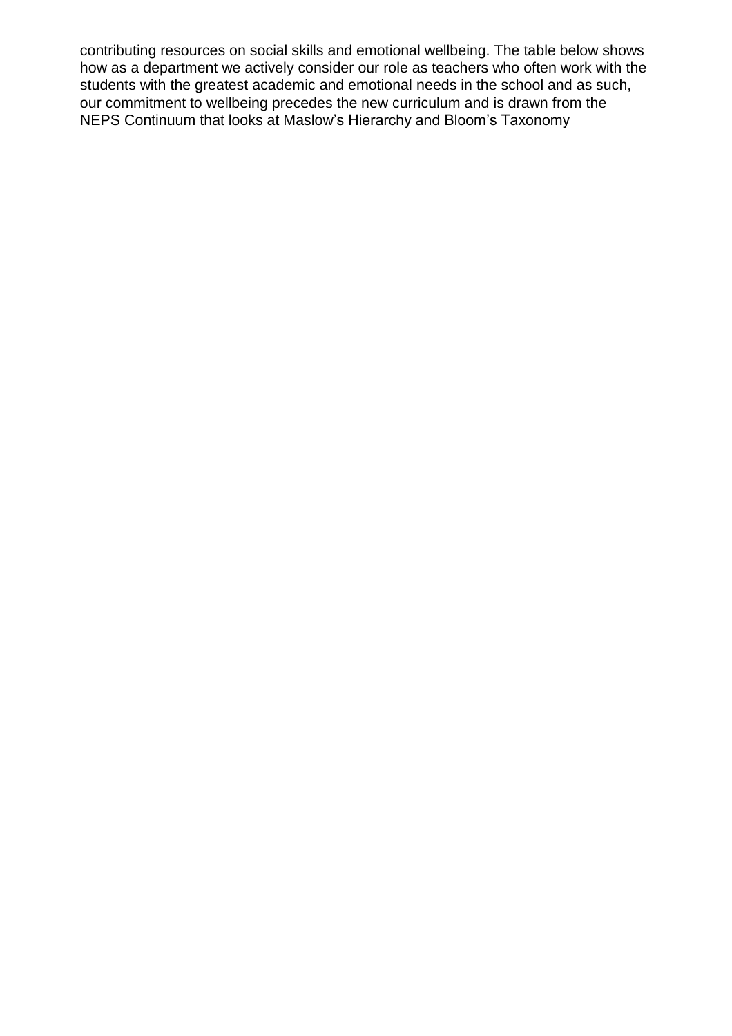contributing resources on social skills and emotional wellbeing. The table below shows how as a department we actively consider our role as teachers who often work with the students with the greatest academic and emotional needs in the school and as such, our commitment to wellbeing precedes the new curriculum and is drawn from the NEPS Continuum that looks at Maslow's Hierarchy and Bloom's Taxonomy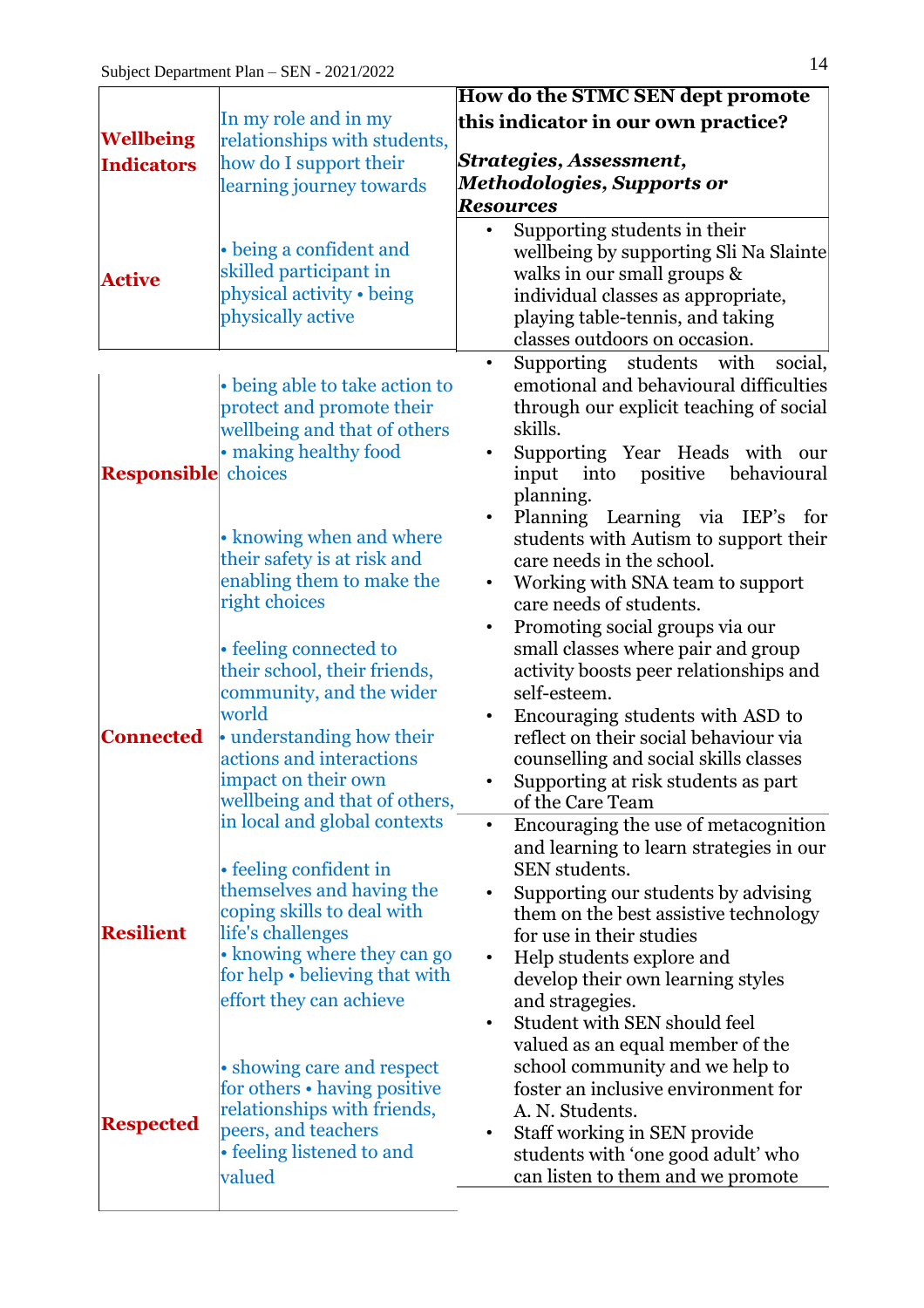| Wellbeing Indicators | In my role and in my relationships with students, how do I support their learning journey towards | **How do the STMC SEN dept promote this indicator in our own practice?**<br><br>***Strategies, Assessment, Methodologies, Supports or Resources*** |
|---|---|---|
| **Active** | • being a confident and skilled participant in physical activity • being physically active | • Supporting students in their wellbeing by supporting Sli Na Slainte walks in our small groups & individual classes as appropriate, playing table-tennis, and taking classes outdoors on occasion. |
| **Responsible** | • being able to take action to protect and promote their wellbeing and that of others<br>• making healthy food choices<br><br>• knowing when and where their safety is at risk and enabling them to make the right choices | • Supporting students with social, emotional and behavioural difficulties through our explicit teaching of social skills.<br>• Supporting Year Heads with our input into positive behavioural planning.<br>• Planning Learning via IEP's for students with Autism to support their care needs in the school.<br>• Working with SNA team to support care needs of students. |
| **Connected** | • feeling connected to their school, their friends, community, and the wider world<br>• understanding how their actions and interactions impact on their own wellbeing and that of others, in local and global contexts | • Promoting social groups via our small classes where pair and group activity boosts peer relationships and self-esteem.<br>• Encouraging students with ASD to reflect on their social behaviour via counselling and social skills classes<br>• Supporting at risk students as part of the Care Team |
| **Resilient** | • feeling confident in themselves and having the coping skills to deal with life's challenges<br>• knowing where they can go for help • believing that with effort they can achieve | • Encouraging the use of metacognition and learning to learn strategies in our SEN students.<br>• Supporting our students by advising them on the best assistive technology for use in their studies<br>• Help students explore and develop their own learning styles and stragegies. |
| **Respected** | • showing care and respect for others • having positive relationships with friends, peers, and teachers<br>• feeling listened to and valued | • Student with SEN should feel valued as an equal member of the school community and we help to foster an inclusive environment for A. N. Students.<br>• Staff working in SEN provide students with 'one good adult' who can listen to them and we promote |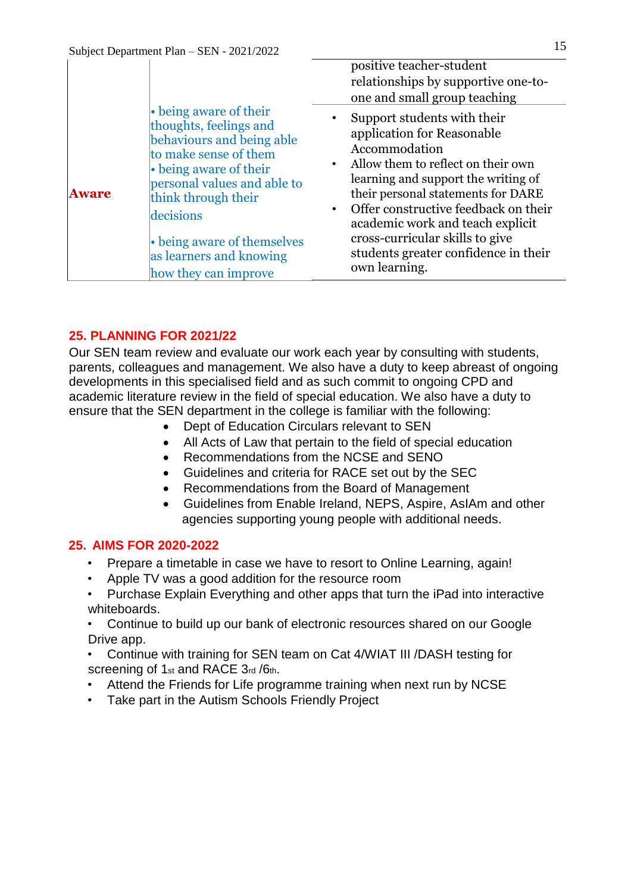| | | positive teacher-student relationships by supportive one-to-one and small group teaching |
|---|---|---|
| **Aware** | • being aware of their thoughts, feelings and behaviours and being able to make sense of them<br>• being aware of their personal values and able to think through their decisions<br>• being aware of themselves as learners and knowing how they can improve | • Support students with their application for Reasonable Accommodation<br>• Allow them to reflect on their own learning and support the writing of their personal statements for DARE<br>• Offer constructive feedback on their academic work and teach explicit cross-curricular skills to give students greater confidence in their own learning. |

## 25. PLANNING FOR 2021/22

Our SEN team review and evaluate our work each year by consulting with students, parents, colleagues and management. We also have a duty to keep abreast of ongoing developments in this specialised field and as such commit to ongoing CPD and academic literature review in the field of special education. We also have a duty to ensure that the SEN department in the college is familiar with the following:

- Dept of Education Circulars relevant to SEN
- All Acts of Law that pertain to the field of special education
- Recommendations from the NCSE and SENO
- Guidelines and criteria for RACE set out by the SEC
- Recommendations from the Board of Management
- Guidelines from Enable Ireland, NEPS, Aspire, AsIAm and other agencies supporting young people with additional needs.

## 25. AIMS FOR 2020-2022

- Prepare a timetable in case we have to resort to Online Learning, again!
- Apple TV was a good addition for the resource room
- Purchase Explain Everything and other apps that turn the iPad into interactive whiteboards.
- Continue to build up our bank of electronic resources shared on our Google Drive app.
- Continue with training for SEN team on Cat 4/WIAT III /DASH testing for screening of 1st and RACE 3rd /6th.
- Attend the Friends for Life programme training when next run by NCSE
- Take part in the Autism Schools Friendly Project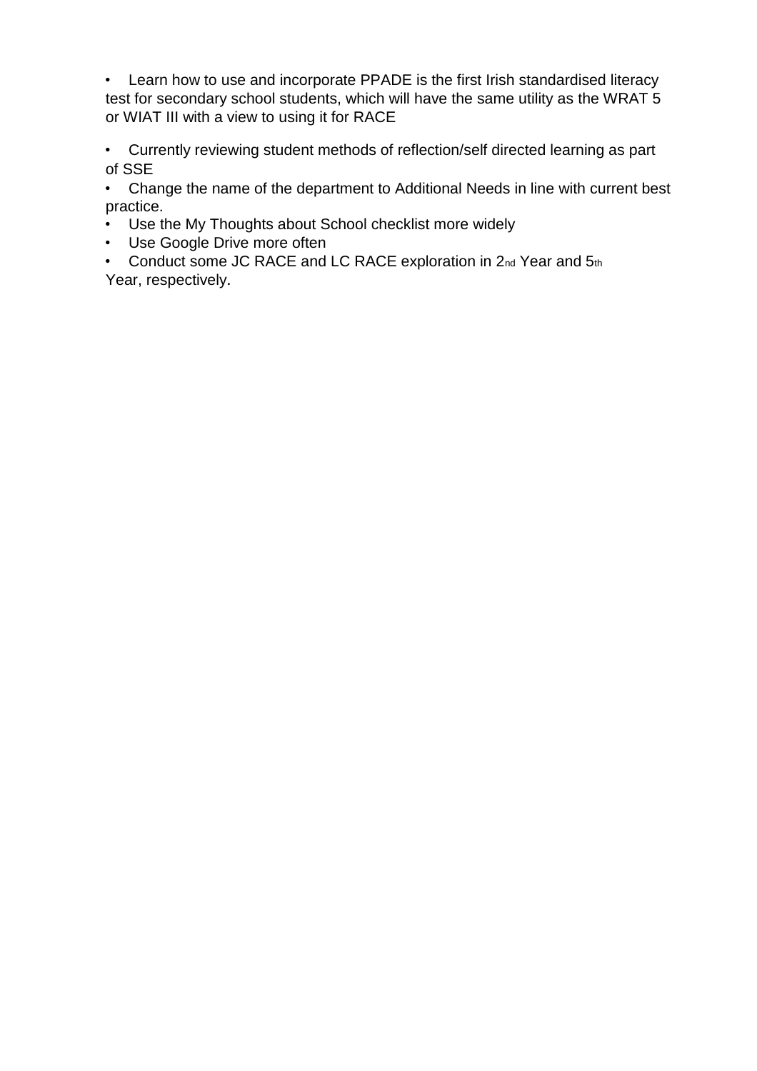- Learn how to use and incorporate PPADE is the first Irish standardised literacy test for secondary school students, which will have the same utility as the WRAT 5 or WIAT III with a view to using it for RACE
- Currently reviewing student methods of reflection/self directed learning as part of SSE
- Change the name of the department to Additional Needs in line with current best practice.
- Use the My Thoughts about School checklist more widely
- Use Google Drive more often
- Conduct some JC RACE and LC RACE exploration in 2nd Year and 5th Year, respectively.